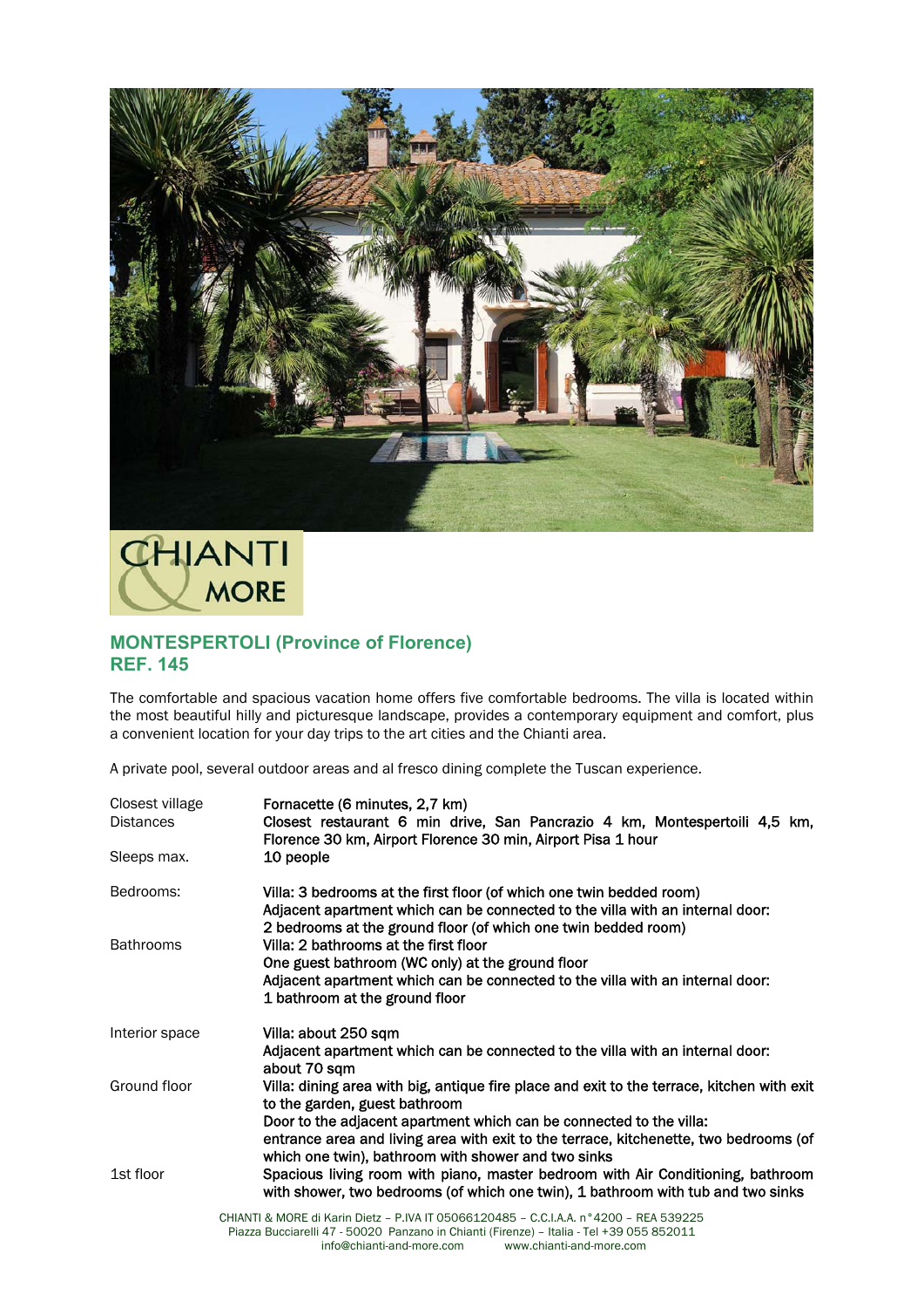## MONTESPERTOLI (Province of Florence)
## REF. 145

The comfortable and spacious vacation home offers five comfortable bedrooms. The villa is located within the most beautiful hilly and picturesque landscape, provides a contemporary equipment and comfort, plus a convenient location for your day trips to the art cities and the Chianti area.

A private pool, several outdoor areas and al fresco dining complete the Tuscan experience.

| | |
|---|---|
| Closest village | Fornacette (6 minutes, 2,7 km) |
| Distances | Closest restaurant 6 min drive, San Pancrazio 4 km, Montespertoili 4,5 km, Florence 30 km, Airport Florence 30 min, Airport Pisa 1 hour |
| Sleeps max. | 10 people |
| Bedrooms: | Villa: 3 bedrooms at the first floor (of which one twin bedded room)<br>Adjacent apartment which can be connected to the villa with an internal door:<br>2 bedrooms at the ground floor (of which one twin bedded room) |
| Bathrooms | Villa: 2 bathrooms at the first floor<br>One guest bathroom (WC only) at the ground floor<br>Adjacent apartment which can be connected to the villa with an internal door:<br>1 bathroom at the ground floor |
| Interior space | Villa: about 250 sqm<br>Adjacent apartment which can be connected to the villa with an internal door:<br>about 70 sqm |
| Ground floor | Villa: dining area with big, antique fire place and exit to the terrace, kitchen with exit to the garden, guest bathroom<br>Door to the adjacent apartment which can be connected to the villa:<br>entrance area and living area with exit to the terrace, kitchenette, two bedrooms (of which one twin), bathroom with shower and two sinks |
| 1st floor | Spacious living room with piano, master bedroom with Air Conditioning, bathroom with shower, two bedrooms (of which one twin), 1 bathroom with tub and two sinks |

CHIANTI & MORE di Karin Dietz – P.IVA IT 05066120485 – C.C.I.A.A. n°4200 – REA 539225
Piazza Bucciarelli 47 - 50020 Panzano in Chianti (Firenze) – Italia - Tel +39 055 852011
info@chianti-and-more.com www.chianti-and-more.com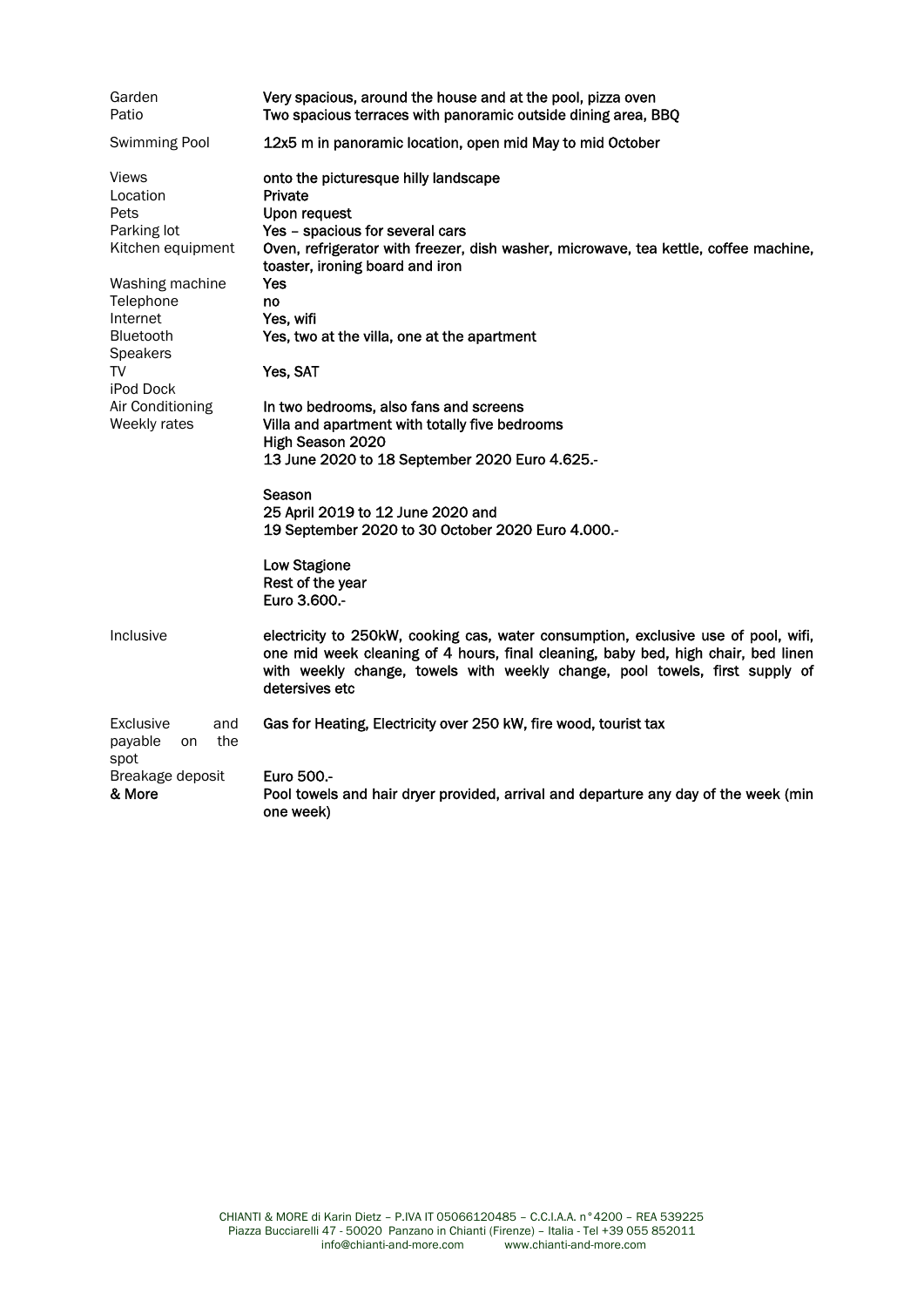| | |
|---|---|
| Garden | Very spacious, around the house and at the pool, pizza oven |
| Patio | Two spacious terraces with panoramic outside dining area, BBQ |
| Swimming Pool | 12x5 m in panoramic location, open mid May to mid October |
| Views | onto the picturesque hilly landscape |
| Location | Private |
| Pets | Upon request |
| Parking lot | Yes – spacious for several cars |
| Kitchen equipment | Oven, refrigerator with freezer, dish washer, microwave, tea kettle, coffee machine, toaster, ironing board and iron |
| Washing machine | Yes |
| Telephone | no |
| Internet | Yes, wifi |
| Bluetooth Speakers | Yes, two at the villa, one at the apartment |
| TV | Yes, SAT |
| iPod Dock | |
| Air Conditioning | In two bedrooms, also fans and screens |
| Weekly rates | Villa and apartment with totally five bedrooms<br>High Season 2020<br>13 June 2020 to 18 September 2020 Euro 4.625.-<br><br>Season<br>25 April 2019 to 12 June 2020 and<br>19 September 2020 to 30 October 2020 Euro 4.000.-<br><br>Low Stagione<br>Rest of the year<br>Euro 3.600.- |
| Inclusive | electricity to 250kW, cooking cas, water consumption, exclusive use of pool, wifi, one mid week cleaning of 4 hours, final cleaning, baby bed, high chair, bed linen with weekly change, towels with weekly change, pool towels, first supply of detersives etc |
| Exclusive and payable on the spot | Gas for Heating, Electricity over 250 kW, fire wood, tourist tax |
| Breakage deposit | Euro 500.- |
| **& More** | Pool towels and hair dryer provided, arrival and departure any day of the week (min one week) |

CHIANTI & MORE di Karin Dietz – P.IVA IT 05066120485 – C.C.I.A.A. n°4200 – REA 539225
Piazza Bucciarelli 47 - 50020 Panzano in Chianti (Firenze) – Italia - Tel +39 055 852011
info@chianti-and-more.com www.chianti-and-more.com